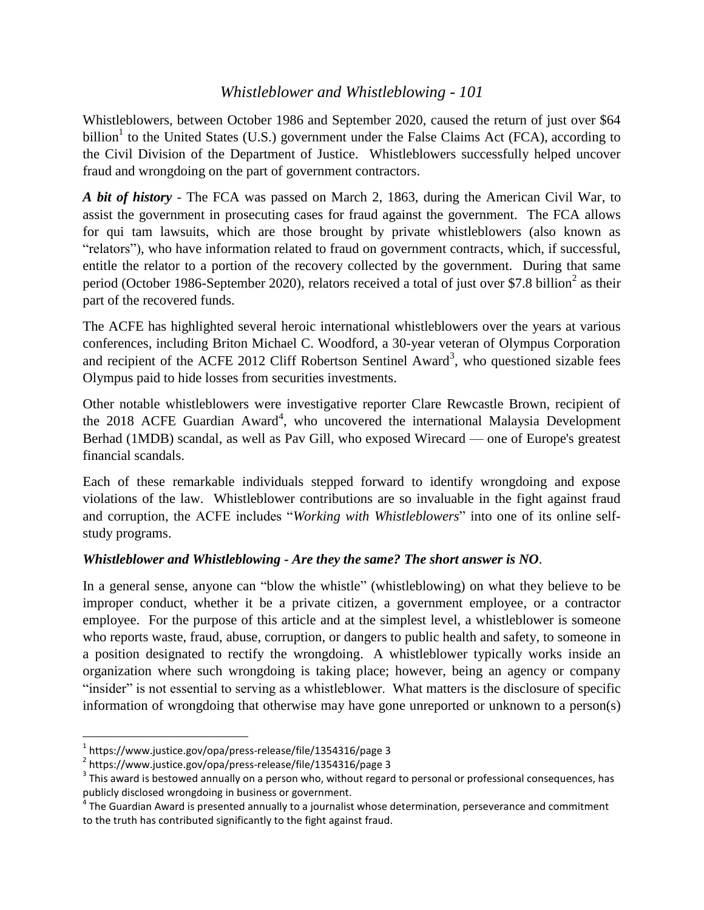# *Whistleblower and Whistleblowing - 101*

Whistleblowers, between October 1986 and September 2020, caused the return of just over $64 billion[1] to the United States (U.S.) government under the False Claims Act (FCA), according to the Civil Division of the Department of Justice. Whistleblowers successfully helped uncover fraud and wrongdoing on the part of government contractors.

***A bit of history*** - The FCA was passed on March 2, 1863, during the American Civil War, to assist the government in prosecuting cases for fraud against the government. The FCA allows for qui tam lawsuits, which are those brought by private whistleblowers (also known as "relators"), who have information related to fraud on government contracts, which, if successful, entitle the relator to a portion of the recovery collected by the government. During that same period (October 1986-September 2020), relators received a total of just over $7.8 billion[2] as their part of the recovered funds.

The ACFE has highlighted several heroic international whistleblowers over the years at various conferences, including Briton Michael C. Woodford, a 30-year veteran of Olympus Corporation and recipient of the ACFE 2012 Cliff Robertson Sentinel Award[3], who questioned sizable fees Olympus paid to hide losses from securities investments.

Other notable whistleblowers were investigative reporter Clare Rewcastle Brown, recipient of the 2018 ACFE Guardian Award[4], who uncovered the international Malaysia Development Berhad (1MDB) scandal, as well as Pav Gill, who exposed Wirecard — one of Europe's greatest financial scandals.

Each of these remarkable individuals stepped forward to identify wrongdoing and expose violations of the law. Whistleblower contributions are so invaluable in the fight against fraud and corruption, the ACFE includes "*Working with Whistleblowers*" into one of its online self-study programs.

***Whistleblower and Whistleblowing - Are they the same? The short answer is NO***.

In a general sense, anyone can "blow the whistle" (whistleblowing) on what they believe to be improper conduct, whether it be a private citizen, a government employee, or a contractor employee. For the purpose of this article and at the simplest level, a whistleblower is someone who reports waste, fraud, abuse, corruption, or dangers to public health and safety, to someone in a position designated to rectify the wrongdoing. A whistleblower typically works inside an organization where such wrongdoing is taking place; however, being an agency or company "insider" is not essential to serving as a whistleblower. What matters is the disclosure of specific information of wrongdoing that otherwise may have gone unreported or unknown to a person(s)

---

[1] https://www.justice.gov/opa/press-release/file/1354316/page 3

[2] https://www.justice.gov/opa/press-release/file/1354316/page 3

[3] This award is bestowed annually on a person who, without regard to personal or professional consequences, has publicly disclosed wrongdoing in business or government.

[4] The Guardian Award is presented annually to a journalist whose determination, perseverance and commitment to the truth has contributed significantly to the fight against fraud.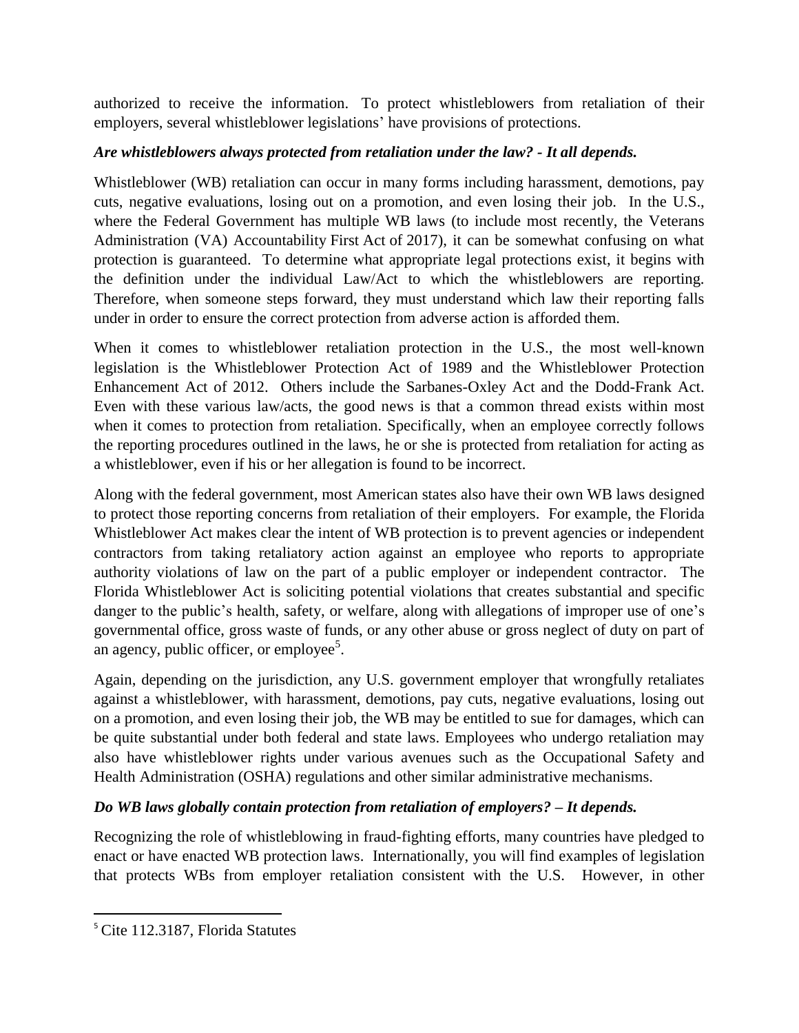authorized to receive the information. To protect whistleblowers from retaliation of their employers, several whistleblower legislations' have provisions of protections.

***Are whistleblowers always protected from retaliation under the law? - It all depends.***

Whistleblower (WB) retaliation can occur in many forms including harassment, demotions, pay cuts, negative evaluations, losing out on a promotion, and even losing their job. In the U.S., where the Federal Government has multiple WB laws (to include most recently, the Veterans Administration (VA) Accountability First Act of 2017), it can be somewhat confusing on what protection is guaranteed. To determine what appropriate legal protections exist, it begins with the definition under the individual Law/Act to which the whistleblowers are reporting. Therefore, when someone steps forward, they must understand which law their reporting falls under in order to ensure the correct protection from adverse action is afforded them.

When it comes to whistleblower retaliation protection in the U.S., the most well-known legislation is the Whistleblower Protection Act of 1989 and the Whistleblower Protection Enhancement Act of 2012. Others include the Sarbanes-Oxley Act and the Dodd-Frank Act. Even with these various law/acts, the good news is that a common thread exists within most when it comes to protection from retaliation. Specifically, when an employee correctly follows the reporting procedures outlined in the laws, he or she is protected from retaliation for acting as a whistleblower, even if his or her allegation is found to be incorrect.

Along with the federal government, most American states also have their own WB laws designed to protect those reporting concerns from retaliation of their employers. For example, the Florida Whistleblower Act makes clear the intent of WB protection is to prevent agencies or independent contractors from taking retaliatory action against an employee who reports to appropriate authority violations of law on the part of a public employer or independent contractor. The Florida Whistleblower Act is soliciting potential violations that creates substantial and specific danger to the public's health, safety, or welfare, along with allegations of improper use of one's governmental office, gross waste of funds, or any other abuse or gross neglect of duty on part of an agency, public officer, or employee[5].

Again, depending on the jurisdiction, any U.S. government employer that wrongfully retaliates against a whistleblower, with harassment, demotions, pay cuts, negative evaluations, losing out on a promotion, and even losing their job, the WB may be entitled to sue for damages, which can be quite substantial under both federal and state laws. Employees who undergo retaliation may also have whistleblower rights under various avenues such as the Occupational Safety and Health Administration (OSHA) regulations and other similar administrative mechanisms.

***Do WB laws globally contain protection from retaliation of employers? – It depends.***

Recognizing the role of whistleblowing in fraud-fighting efforts, many countries have pledged to enact or have enacted WB protection laws. Internationally, you will find examples of legislation that protects WBs from employer retaliation consistent with the U.S. However, in other

[5] Cite 112.3187, Florida Statutes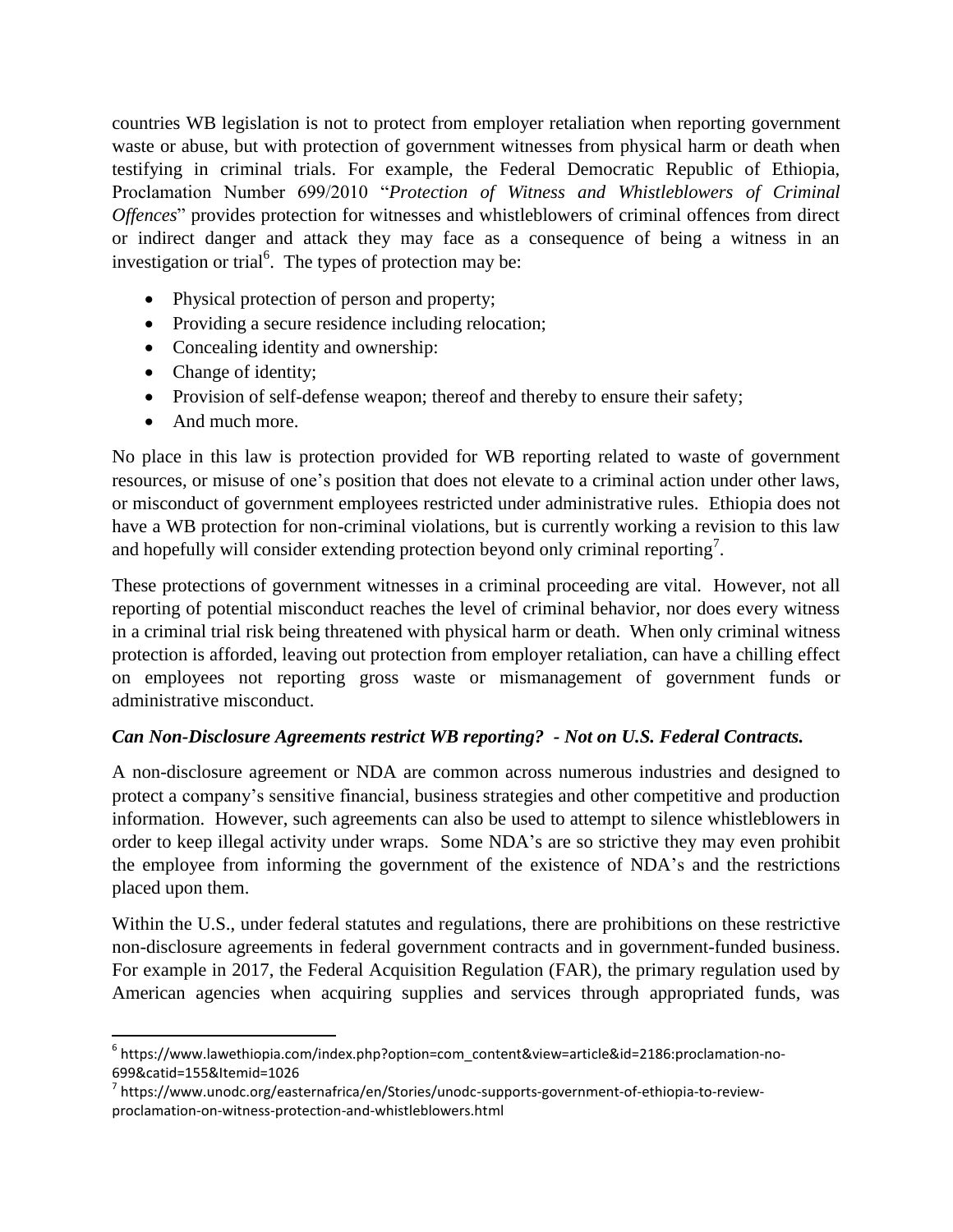countries WB legislation is not to protect from employer retaliation when reporting government waste or abuse, but with protection of government witnesses from physical harm or death when testifying in criminal trials. For example, the Federal Democratic Republic of Ethiopia, Proclamation Number 699/2010 "*Protection of Witness and Whistleblowers of Criminal Offences*" provides protection for witnesses and whistleblowers of criminal offences from direct or indirect danger and attack they may face as a consequence of being a witness in an investigation or trial[6]. The types of protection may be:

- Physical protection of person and property;
- Providing a secure residence including relocation;
- Concealing identity and ownership:
- Change of identity;
- Provision of self-defense weapon; thereof and thereby to ensure their safety;
- And much more.

No place in this law is protection provided for WB reporting related to waste of government resources, or misuse of one's position that does not elevate to a criminal action under other laws, or misconduct of government employees restricted under administrative rules. Ethiopia does not have a WB protection for non-criminal violations, but is currently working a revision to this law and hopefully will consider extending protection beyond only criminal reporting[7].

These protections of government witnesses in a criminal proceeding are vital. However, not all reporting of potential misconduct reaches the level of criminal behavior, nor does every witness in a criminal trial risk being threatened with physical harm or death. When only criminal witness protection is afforded, leaving out protection from employer retaliation, can have a chilling effect on employees not reporting gross waste or mismanagement of government funds or administrative misconduct.

### *Can Non-Disclosure Agreements restrict WB reporting? - Not on U.S. Federal Contracts.*

A non-disclosure agreement or NDA are common across numerous industries and designed to protect a company's sensitive financial, business strategies and other competitive and production information. However, such agreements can also be used to attempt to silence whistleblowers in order to keep illegal activity under wraps. Some NDA's are so strictive they may even prohibit the employee from informing the government of the existence of NDA's and the restrictions placed upon them.

Within the U.S., under federal statutes and regulations, there are prohibitions on these restrictive non-disclosure agreements in federal government contracts and in government-funded business. For example in 2017, the Federal Acquisition Regulation (FAR), the primary regulation used by American agencies when acquiring supplies and services through appropriated funds, was

[6] https://www.lawethiopia.com/index.php?option=com_content&view=article&id=2186:proclamation-no-699&catid=155&Itemid=1026

[7] https://www.unodc.org/easternafrica/en/Stories/unodc-supports-government-of-ethiopia-to-review-proclamation-on-witness-protection-and-whistleblowers.html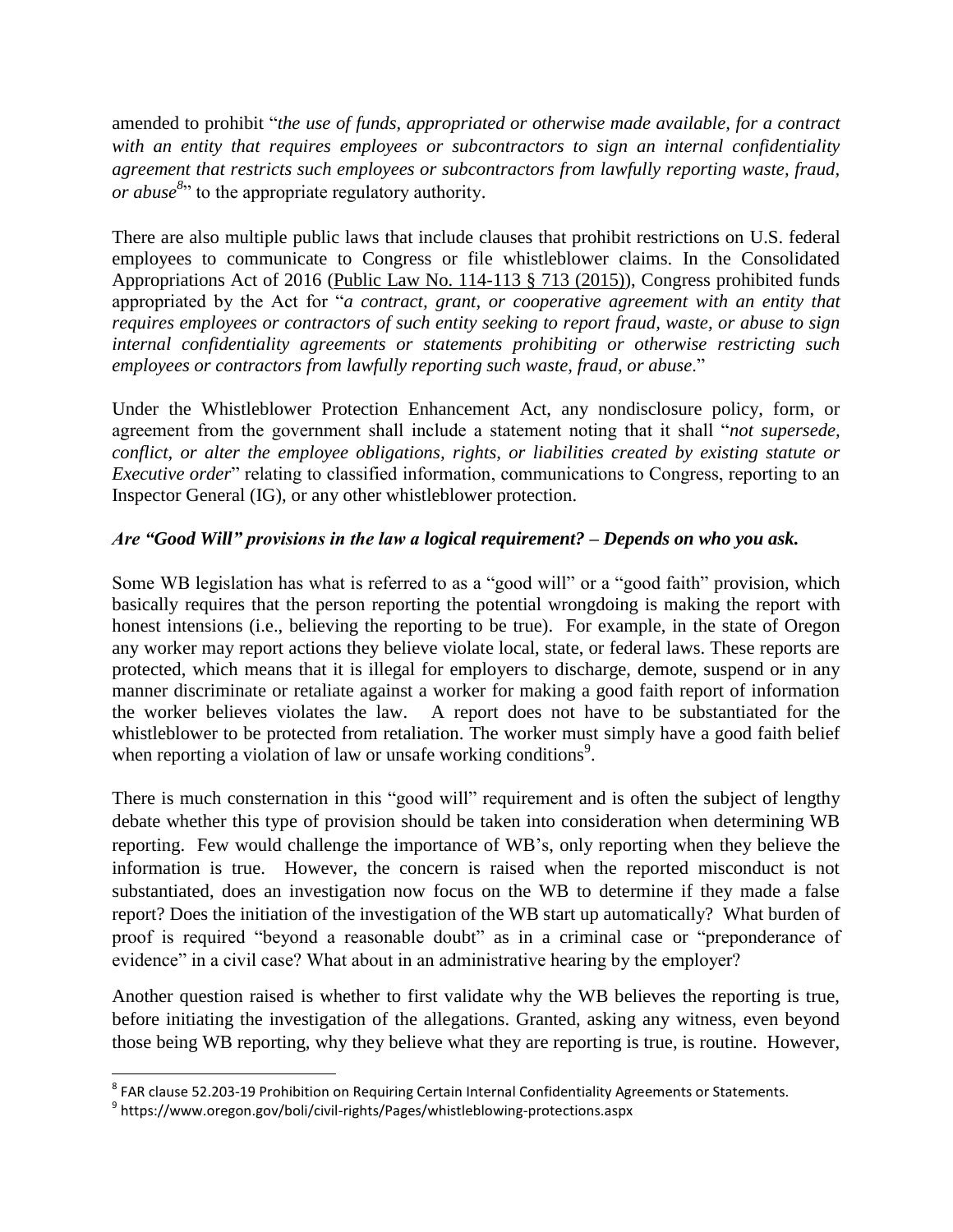amended to prohibit "*the use of funds, appropriated or otherwise made available, for a contract with an entity that requires employees or subcontractors to sign an internal confidentiality agreement that restricts such employees or subcontractors from lawfully reporting waste, fraud, or abuse*[8]" to the appropriate regulatory authority.

There are also multiple public laws that include clauses that prohibit restrictions on U.S. federal employees to communicate to Congress or file whistleblower claims. In the Consolidated Appropriations Act of 2016 (Public Law No. 114-113 § 713 (2015)), Congress prohibited funds appropriated by the Act for "*a contract, grant, or cooperative agreement with an entity that requires employees or contractors of such entity seeking to report fraud, waste, or abuse to sign internal confidentiality agreements or statements prohibiting or otherwise restricting such employees or contractors from lawfully reporting such waste, fraud, or abuse*."

Under the Whistleblower Protection Enhancement Act, any nondisclosure policy, form, or agreement from the government shall include a statement noting that it shall "*not supersede, conflict, or alter the employee obligations, rights, or liabilities created by existing statute or Executive order*" relating to classified information, communications to Congress, reporting to an Inspector General (IG), or any other whistleblower protection.

***Are "Good Will" provisions in the law a logical requirement? – Depends on who you ask.***

Some WB legislation has what is referred to as a "good will" or a "good faith" provision, which basically requires that the person reporting the potential wrongdoing is making the report with honest intensions (i.e., believing the reporting to be true). For example, in the state of Oregon any worker may report actions they believe violate local, state, or federal laws. These reports are protected, which means that it is illegal for employers to discharge, demote, suspend or in any manner discriminate or retaliate against a worker for making a good faith report of information the worker believes violates the law. A report does not have to be substantiated for the whistleblower to be protected from retaliation. The worker must simply have a good faith belief when reporting a violation of law or unsafe working conditions[9].

There is much consternation in this "good will" requirement and is often the subject of lengthy debate whether this type of provision should be taken into consideration when determining WB reporting. Few would challenge the importance of WB's, only reporting when they believe the information is true. However, the concern is raised when the reported misconduct is not substantiated, does an investigation now focus on the WB to determine if they made a false report? Does the initiation of the investigation of the WB start up automatically? What burden of proof is required "beyond a reasonable doubt" as in a criminal case or "preponderance of evidence" in a civil case? What about in an administrative hearing by the employer?

Another question raised is whether to first validate why the WB believes the reporting is true, before initiating the investigation of the allegations. Granted, asking any witness, even beyond those being WB reporting, why they believe what they are reporting is true, is routine. However,

[8] FAR clause 52.203-19 Prohibition on Requiring Certain Internal Confidentiality Agreements or Statements.

[9] https://www.oregon.gov/boli/civil-rights/Pages/whistleblowing-protections.aspx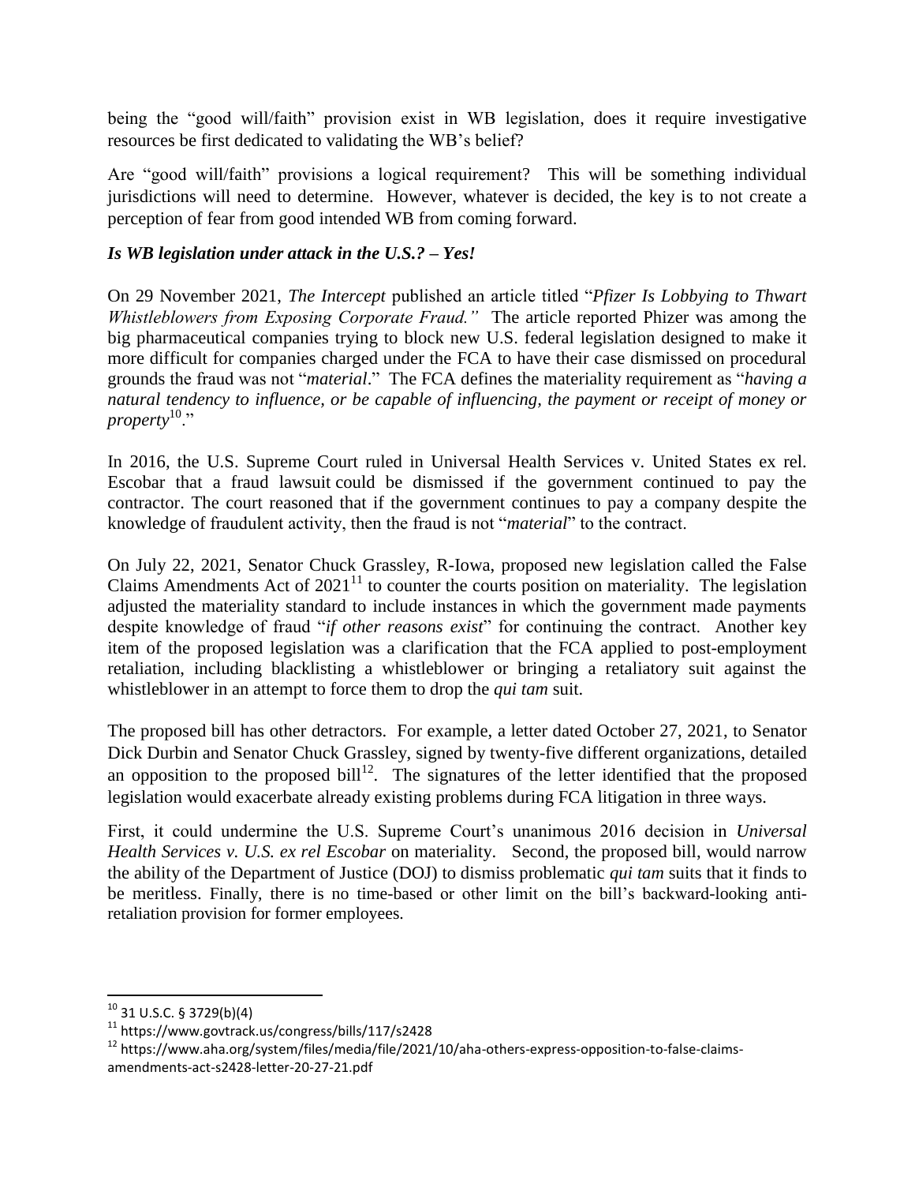being the "good will/faith" provision exist in WB legislation, does it require investigative resources be first dedicated to validating the WB's belief?

Are "good will/faith" provisions a logical requirement? This will be something individual jurisdictions will need to determine. However, whatever is decided, the key is to not create a perception of fear from good intended WB from coming forward.

### *Is WB legislation under attack in the U.S.? – Yes!*

On 29 November 2021, *The Intercept* published an article titled "*Pfizer Is Lobbying to Thwart Whistleblowers from Exposing Corporate Fraud.*" The article reported Phizer was among the big pharmaceutical companies trying to block new U.S. federal legislation designed to make it more difficult for companies charged under the FCA to have their case dismissed on procedural grounds the fraud was not "*material*." The FCA defines the materiality requirement as "*having a natural tendency to influence, or be capable of influencing, the payment or receipt of money or property*[10]."

In 2016, the U.S. Supreme Court ruled in Universal Health Services v. United States ex rel. Escobar that a fraud lawsuit could be dismissed if the government continued to pay the contractor. The court reasoned that if the government continues to pay a company despite the knowledge of fraudulent activity, then the fraud is not "*material*" to the contract.

On July 22, 2021, Senator Chuck Grassley, R-Iowa, proposed new legislation called the False Claims Amendments Act of 2021[11] to counter the courts position on materiality. The legislation adjusted the materiality standard to include instances in which the government made payments despite knowledge of fraud "*if other reasons exist*" for continuing the contract. Another key item of the proposed legislation was a clarification that the FCA applied to post-employment retaliation, including blacklisting a whistleblower or bringing a retaliatory suit against the whistleblower in an attempt to force them to drop the *qui tam* suit.

The proposed bill has other detractors. For example, a letter dated October 27, 2021, to Senator Dick Durbin and Senator Chuck Grassley, signed by twenty-five different organizations, detailed an opposition to the proposed bill[12]. The signatures of the letter identified that the proposed legislation would exacerbate already existing problems during FCA litigation in three ways.

First, it could undermine the U.S. Supreme Court's unanimous 2016 decision in *Universal Health Services v. U.S. ex rel Escobar* on materiality. Second, the proposed bill, would narrow the ability of the Department of Justice (DOJ) to dismiss problematic *qui tam* suits that it finds to be meritless. Finally, there is no time-based or other limit on the bill's backward-looking anti-retaliation provision for former employees.

---

[10] 31 U.S.C. § 3729(b)(4)

[11] https://www.govtrack.us/congress/bills/117/s2428

[12] https://www.aha.org/system/files/media/file/2021/10/aha-others-express-opposition-to-false-claims-amendments-act-s2428-letter-20-27-21.pdf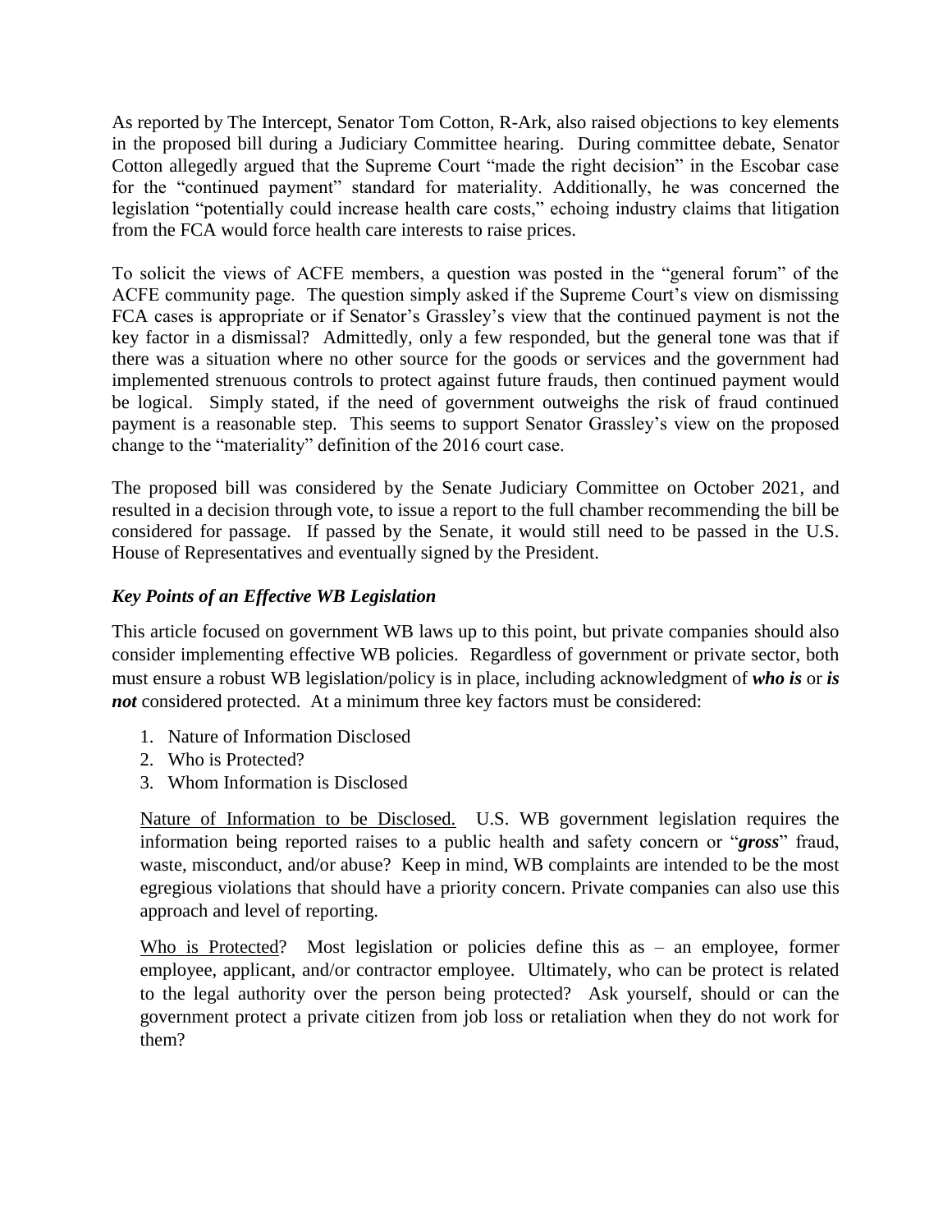As reported by The Intercept, Senator Tom Cotton, R-Ark, also raised objections to key elements in the proposed bill during a Judiciary Committee hearing. During committee debate, Senator Cotton allegedly argued that the Supreme Court "made the right decision" in the Escobar case for the "continued payment" standard for materiality. Additionally, he was concerned the legislation "potentially could increase health care costs," echoing industry claims that litigation from the FCA would force health care interests to raise prices.

To solicit the views of ACFE members, a question was posted in the "general forum" of the ACFE community page. The question simply asked if the Supreme Court's view on dismissing FCA cases is appropriate or if Senator's Grassley's view that the continued payment is not the key factor in a dismissal? Admittedly, only a few responded, but the general tone was that if there was a situation where no other source for the goods or services and the government had implemented strenuous controls to protect against future frauds, then continued payment would be logical. Simply stated, if the need of government outweighs the risk of fraud continued payment is a reasonable step. This seems to support Senator Grassley's view on the proposed change to the "materiality" definition of the 2016 court case.

The proposed bill was considered by the Senate Judiciary Committee on October 2021, and resulted in a decision through vote, to issue a report to the full chamber recommending the bill be considered for passage. If passed by the Senate, it would still need to be passed in the U.S. House of Representatives and eventually signed by the President.

### *Key Points of an Effective WB Legislation*

This article focused on government WB laws up to this point, but private companies should also consider implementing effective WB policies. Regardless of government or private sector, both must ensure a robust WB legislation/policy is in place, including acknowledgment of ***who is*** or ***is not*** considered protected. At a minimum three key factors must be considered:

1. Nature of Information Disclosed
2. Who is Protected?
3. Whom Information is Disclosed

<u>Nature of Information to be Disclosed.</u> U.S. WB government legislation requires the information being reported raises to a public health and safety concern or "***gross***" fraud, waste, misconduct, and/or abuse? Keep in mind, WB complaints are intended to be the most egregious violations that should have a priority concern. Private companies can also use this approach and level of reporting.

<u>Who is Protected</u>? Most legislation or policies define this as – an employee, former employee, applicant, and/or contractor employee. Ultimately, who can be protect is related to the legal authority over the person being protected? Ask yourself, should or can the government protect a private citizen from job loss or retaliation when they do not work for them?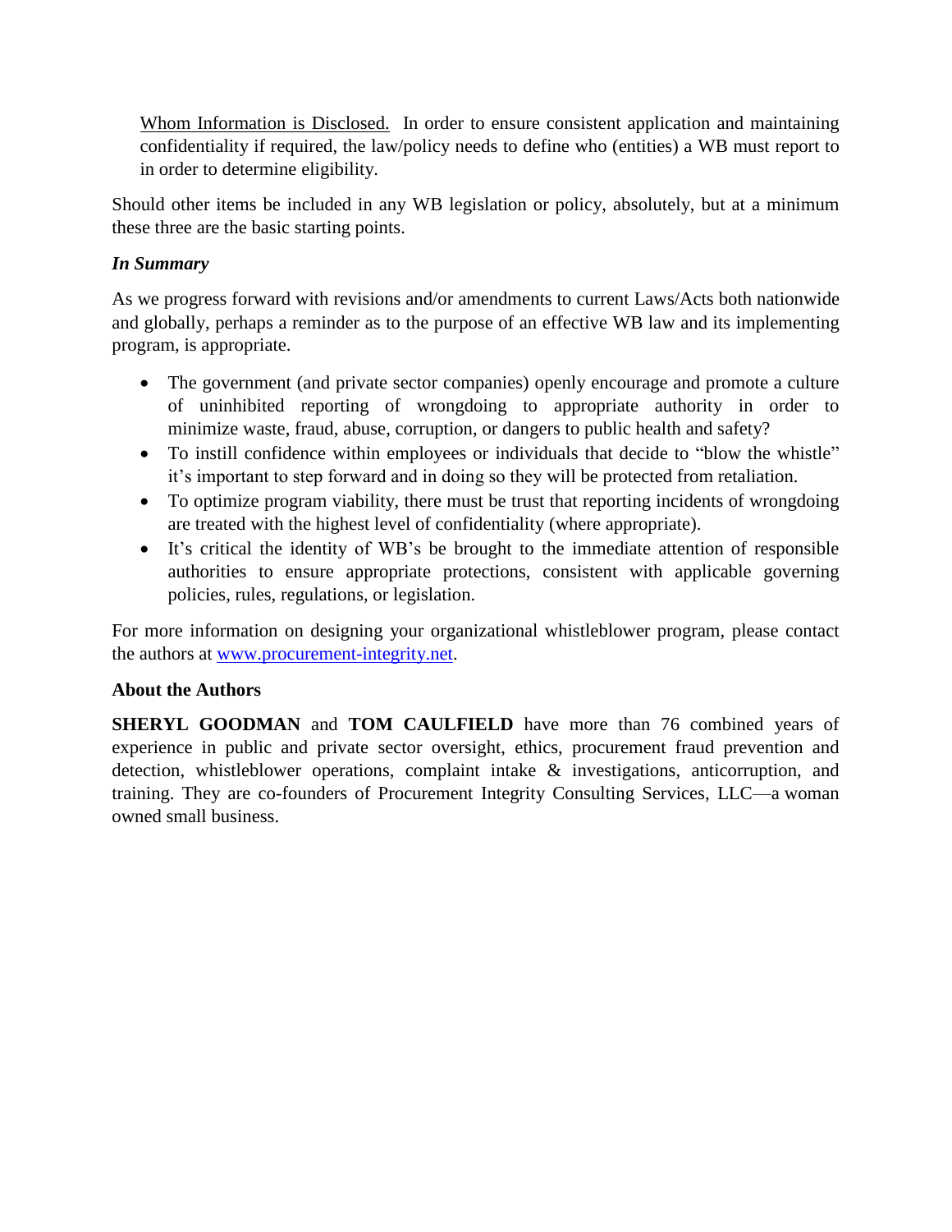Whom Information is Disclosed. In order to ensure consistent application and maintaining confidentiality if required, the law/policy needs to define who (entities) a WB must report to in order to determine eligibility.

Should other items be included in any WB legislation or policy, absolutely, but at a minimum these three are the basic starting points.

### *In Summary*

As we progress forward with revisions and/or amendments to current Laws/Acts both nationwide and globally, perhaps a reminder as to the purpose of an effective WB law and its implementing program, is appropriate.

- The government (and private sector companies) openly encourage and promote a culture of uninhibited reporting of wrongdoing to appropriate authority in order to minimize waste, fraud, abuse, corruption, or dangers to public health and safety?
- To instill confidence within employees or individuals that decide to "blow the whistle" it's important to step forward and in doing so they will be protected from retaliation.
- To optimize program viability, there must be trust that reporting incidents of wrongdoing are treated with the highest level of confidentiality (where appropriate).
- It's critical the identity of WB's be brought to the immediate attention of responsible authorities to ensure appropriate protections, consistent with applicable governing policies, rules, regulations, or legislation.

For more information on designing your organizational whistleblower program, please contact the authors at [www.procurement-integrity.net](http://www.procurement-integrity.net).

### About the Authors

**SHERYL GOODMAN** and **TOM CAULFIELD** have more than 76 combined years of experience in public and private sector oversight, ethics, procurement fraud prevention and detection, whistleblower operations, complaint intake & investigations, anticorruption, and training. They are co-founders of Procurement Integrity Consulting Services, LLC—a woman owned small business.